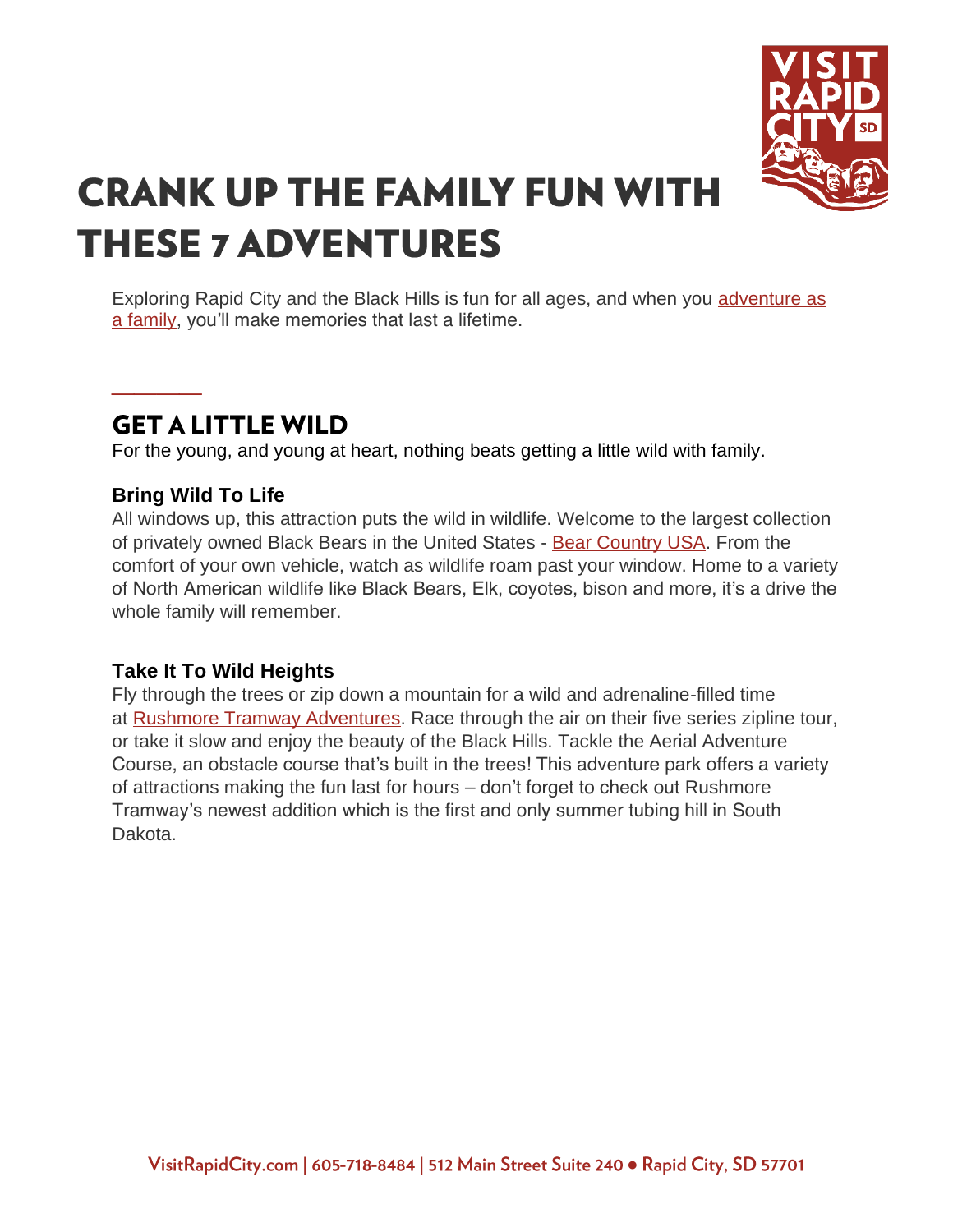# CRANK UP THE FAMILY FUN WITH THESE 7 ADVENTURES

Exploring Rapid City and the Black Hills is fun for all ages, and when you adventure as a family, you'll make memories that last a lifetime.

## GET A LITTLE WILD

For the young, and young at heart, nothing beats getting a little wild with family.

### Bring Wild To Life

All windows up, this attraction puts the wild in wildlife. Welcome to the largest collection of privately owned Black Bears in the United States - Bear Country USA. From the comfort of your own vehicle, watch as wildlife roam past your window. Home to a variety of North American wildlife like Black Bears, Elk, coyotes, bison and more, it's a drive the whole family will remember.

### Take It To Wild Heights

Fly through the trees or zip down a mountain for a wild and adrenaline-filled time at Rushmore Tramway Adventures. Race through the air on their five series zipline tour, or take it slow and enjoy the beauty of the Black Hills. Tackle the Aerial Adventure Course, an obstacle course that's built in the trees! This adventure park offers a variety of attractions making the fun last for hours – don't forget to check out Rushmore Tramway's newest addition which is the first and only summer tubing hill in South Dakota.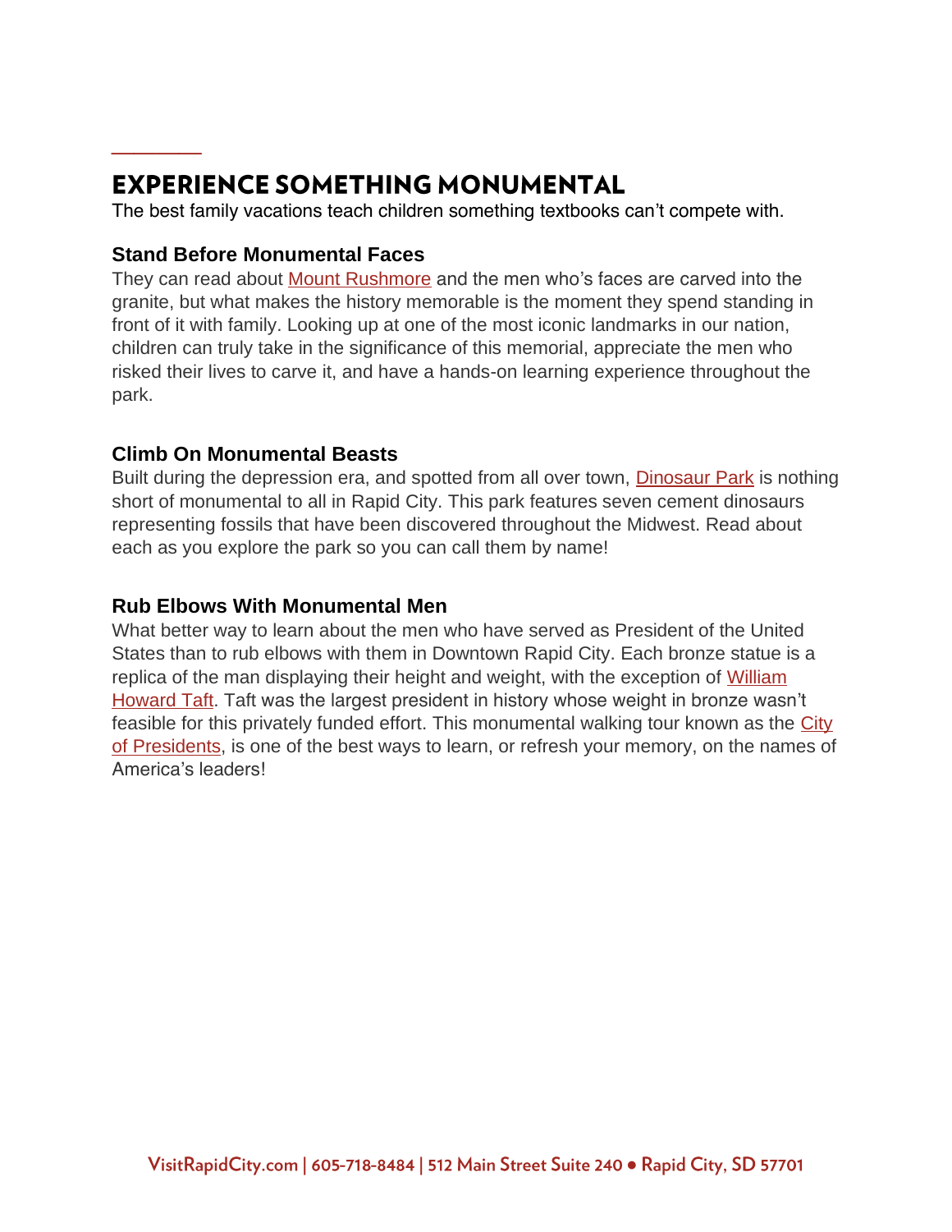# EXPERIENCE SOMETHING MONUMENTAL

The best family vacations teach children something textbooks can't compete with.

### Stand Before Monumental Faces

They can read about Mount Rushmore and the men who's faces are carved into the granite, but what makes the history memorable is the moment they spend standing in front of it with family. Looking up at one of the most iconic landmarks in our nation, children can truly take in the significance of this memorial, appreciate the men who risked their lives to carve it, and have a hands-on learning experience throughout the park.

### Climb On Monumental Beasts

Built during the depression era, and spotted from all over town, Dinosaur Park is nothing short of monumental to all in Rapid City. This park features seven cement dinosaurs representing fossils that have been discovered throughout the Midwest. Read about each as you explore the park so you can call them by name!

### Rub Elbows With Monumental Men

What better way to learn about the men who have served as President of the United States than to rub elbows with them in Downtown Rapid City. Each bronze statue is a replica of the man displaying their height and weight, with the exception of William Howard Taft. Taft was the largest president in history whose weight in bronze wasn't feasible for this privately funded effort. This monumental walking tour known as the City of Presidents, is one of the best ways to learn, or refresh your memory, on the names of America's leaders!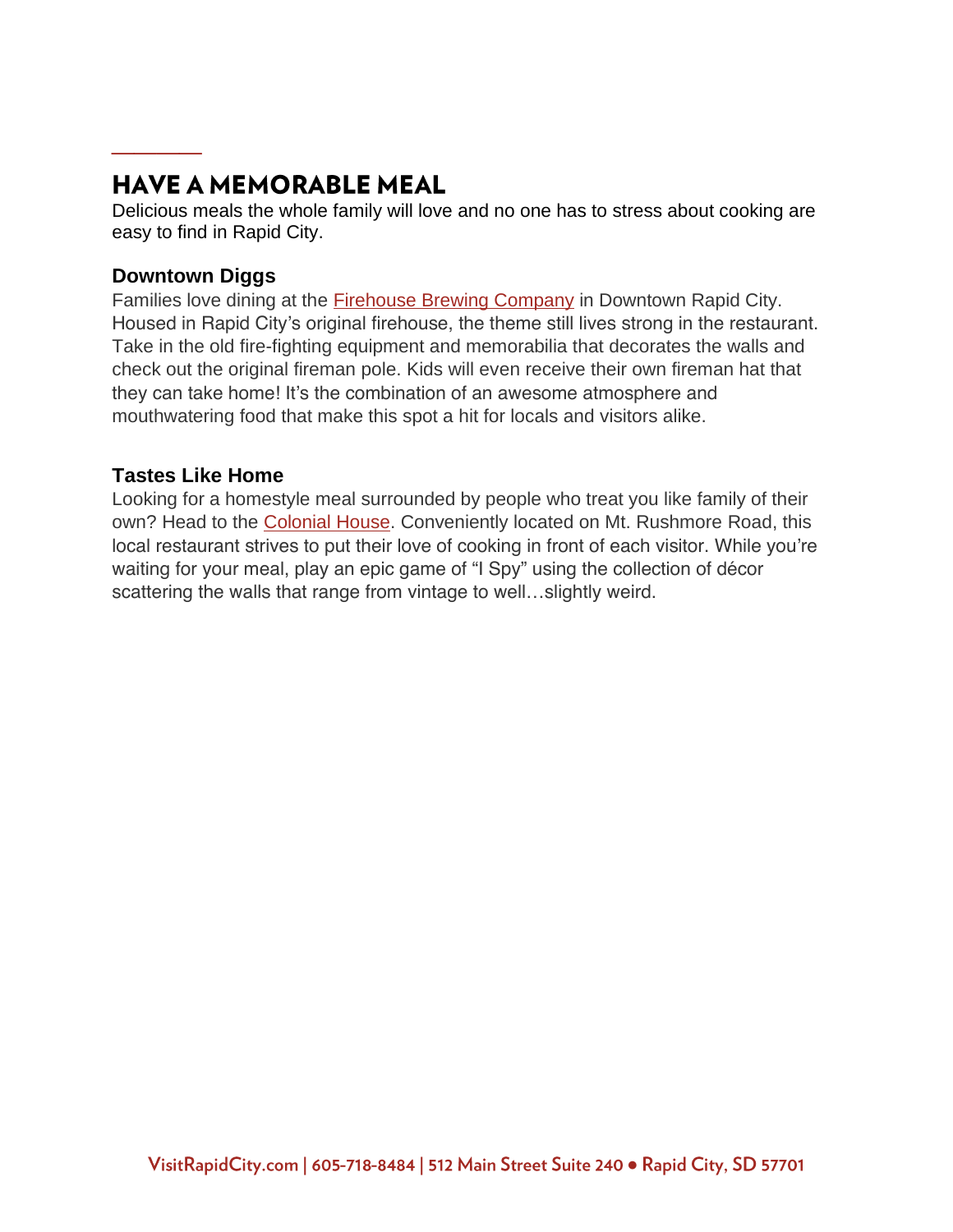## HAVE A MEMORABLE MEAL

Delicious meals the whole family will love and no one has to stress about cooking are easy to find in Rapid City.

### Downtown Diggs

Families love dining at the Firehouse Brewing Company in Downtown Rapid City. Housed in Rapid City's original firehouse, the theme still lives strong in the restaurant. Take in the old fire-fighting equipment and memorabilia that decorates the walls and check out the original fireman pole. Kids will even receive their own fireman hat that they can take home! It's the combination of an awesome atmosphere and mouthwatering food that make this spot a hit for locals and visitors alike.

### Tastes Like Home

Looking for a homestyle meal surrounded by people who treat you like family of their own? Head to the Colonial House. Conveniently located on Mt. Rushmore Road, this local restaurant strives to put their love of cooking in front of each visitor. While you're waiting for your meal, play an epic game of "I Spy" using the collection of décor scattering the walls that range from vintage to well…slightly weird.